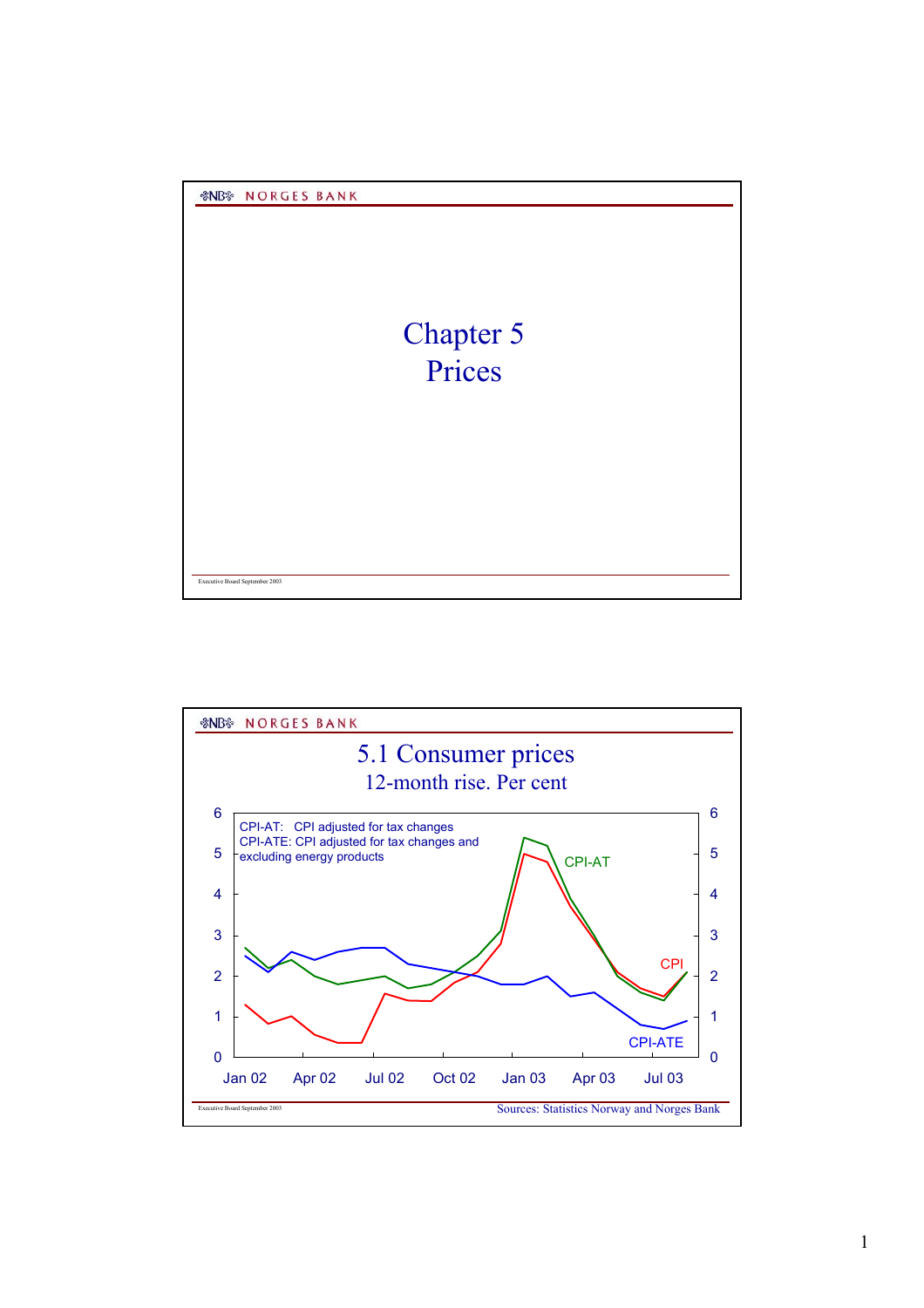# Chapter 5
# Prices

## 5.1 Consumer prices

12-month rise. Per cent

CPI-AT: CPI adjusted for tax changes

CPI-ATE: CPI adjusted for tax changes and excluding energy products

Sources: Statistics Norway and Norges Bank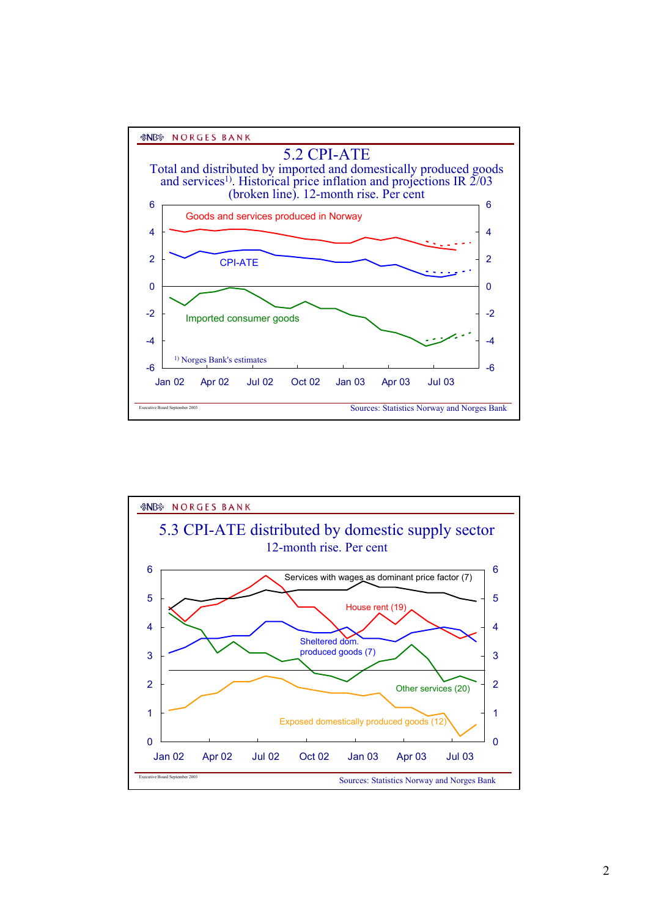NORGES BANK

## 5.2 CPI-ATE

Total and distributed by imported and domestically produced goods and services[1]. Historical price inflation and projections IR 2/03 (broken line). 12-month rise. Per cent

Goods and services produced in Norway

CPI-ATE

Imported consumer goods

[1] Norges Bank's estimates

Jan 02 Apr 02 Jul 02 Oct 02 Jan 03 Apr 03 Jul 03

Executive Board September 2003

Sources: Statistics Norway and Norges Bank

NORGES BANK

## 5.3 CPI-ATE distributed by domestic supply sector

12-month rise. Per cent

Services with wages as dominant price factor (7)

House rent (19)

Sheltered dom. produced goods (7)

Other services (20)

Exposed domestically produced goods (12)

Jan 02 Apr 02 Jul 02 Oct 02 Jan 03 Apr 03 Jul 03

Executive Board September 2003

Sources: Statistics Norway and Norges Bank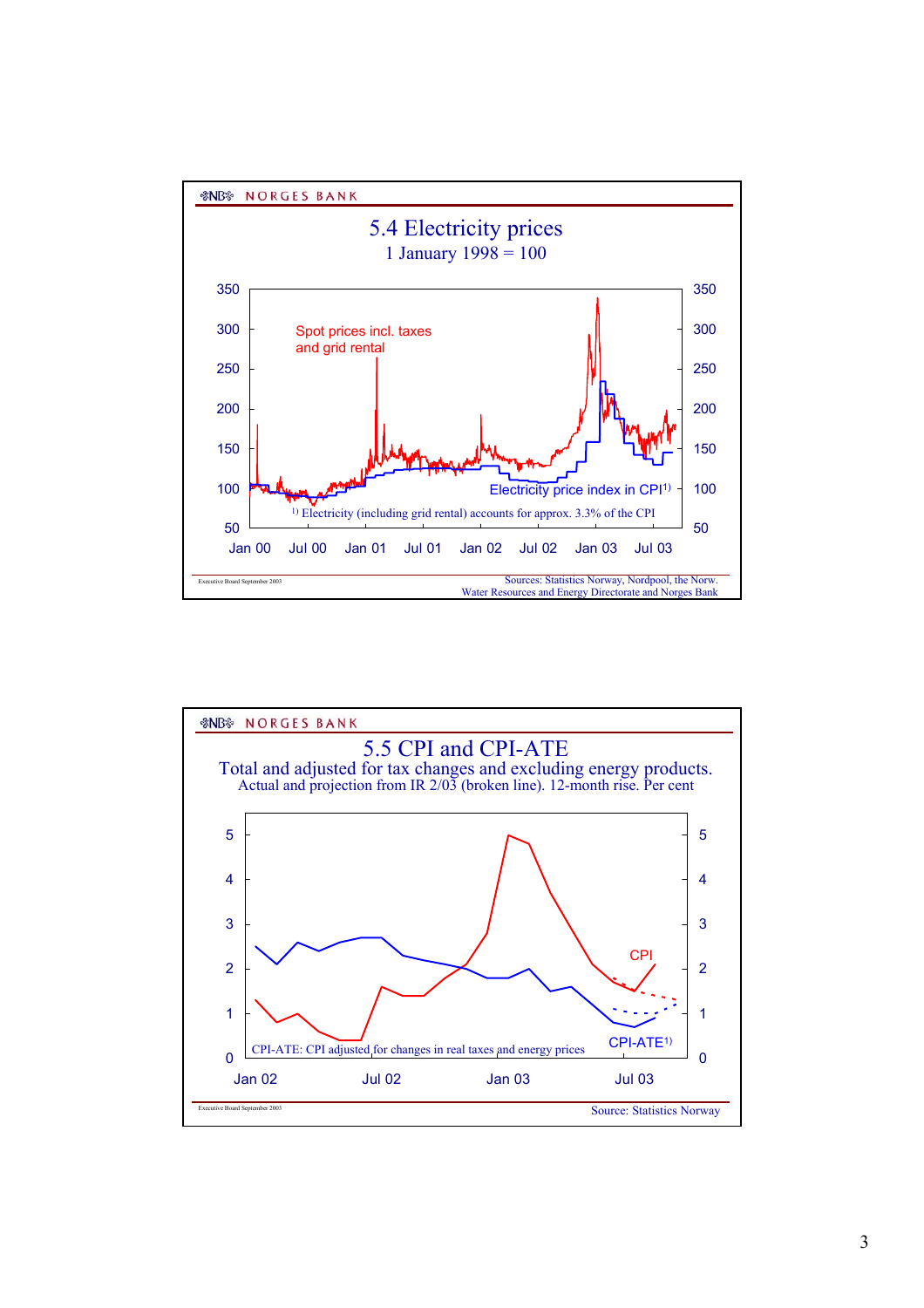NORGES BANK

## 5.4 Electricity prices

1 January 1998 = 100

Spot prices incl. taxes and grid rental

Electricity price index in CPI[1]

[1] Electricity (including grid rental) accounts for approx. 3.3% of the CPI

Executive Board September 2003

Sources: Statistics Norway, Nordpool, the Norw. Water Resources and Energy Directorate and Norges Bank

NORGES BANK

## 5.5 CPI and CPI-ATE

Total and adjusted for tax changes and excluding energy products.
Actual and projection from IR 2/03 (broken line). 12-month rise. Per cent

CPI

CPI-ATE[1]

CPI-ATE: CPI adjusted for changes in real taxes and energy prices

Executive Board September 2003

Source: Statistics Norway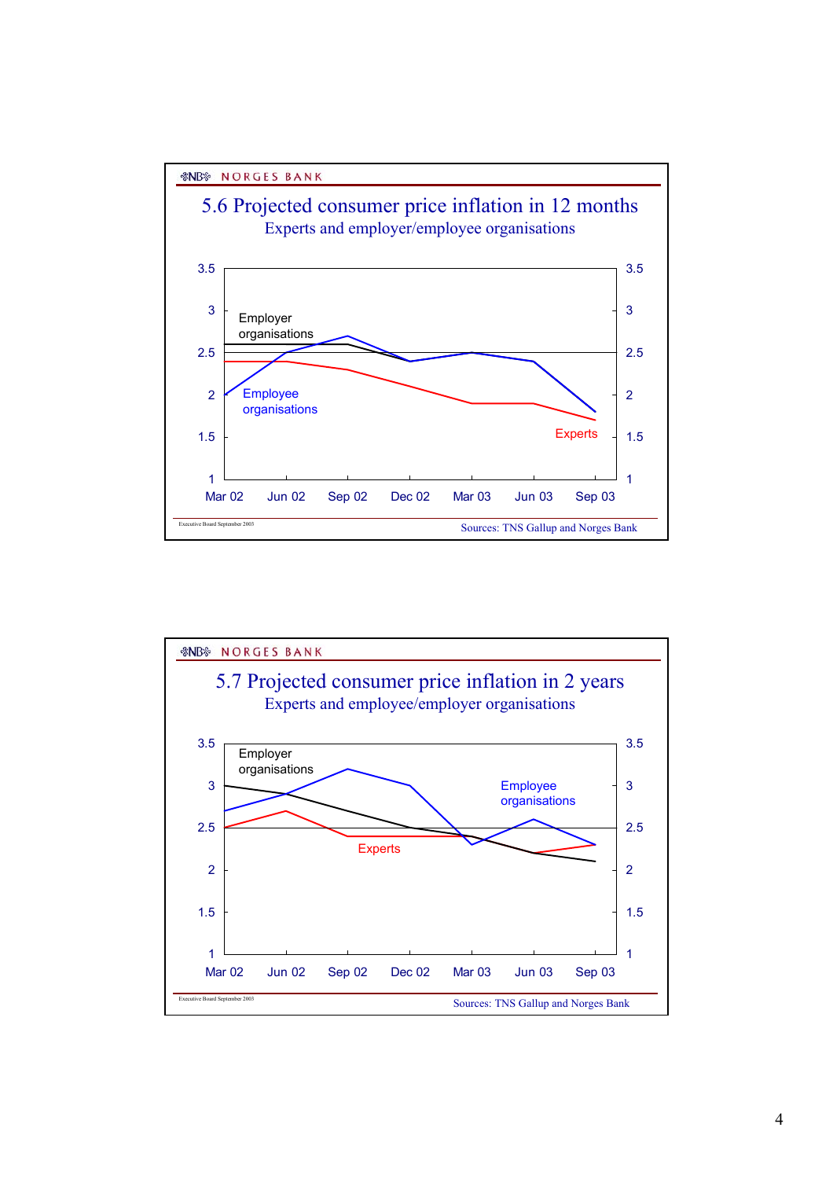NORGES BANK

## 5.6 Projected consumer price inflation in 12 months

Experts and employer/employee organisations

Employer organisations

Employee organisations

Experts

3.5 3 2.5 2 1.5 1

Mar 02 Jun 02 Sep 02 Dec 02 Mar 03 Jun 03 Sep 03

Executive Board September 2003

Sources: TNS Gallup and Norges Bank

NORGES BANK

## 5.7 Projected consumer price inflation in 2 years

Experts and employee/employer organisations

Employer organisations

Employee organisations

Experts

3.5 3 2.5 2 1.5 1

Mar 02 Jun 02 Sep 02 Dec 02 Mar 03 Jun 03 Sep 03

Executive Board September 2003

Sources: TNS Gallup and Norges Bank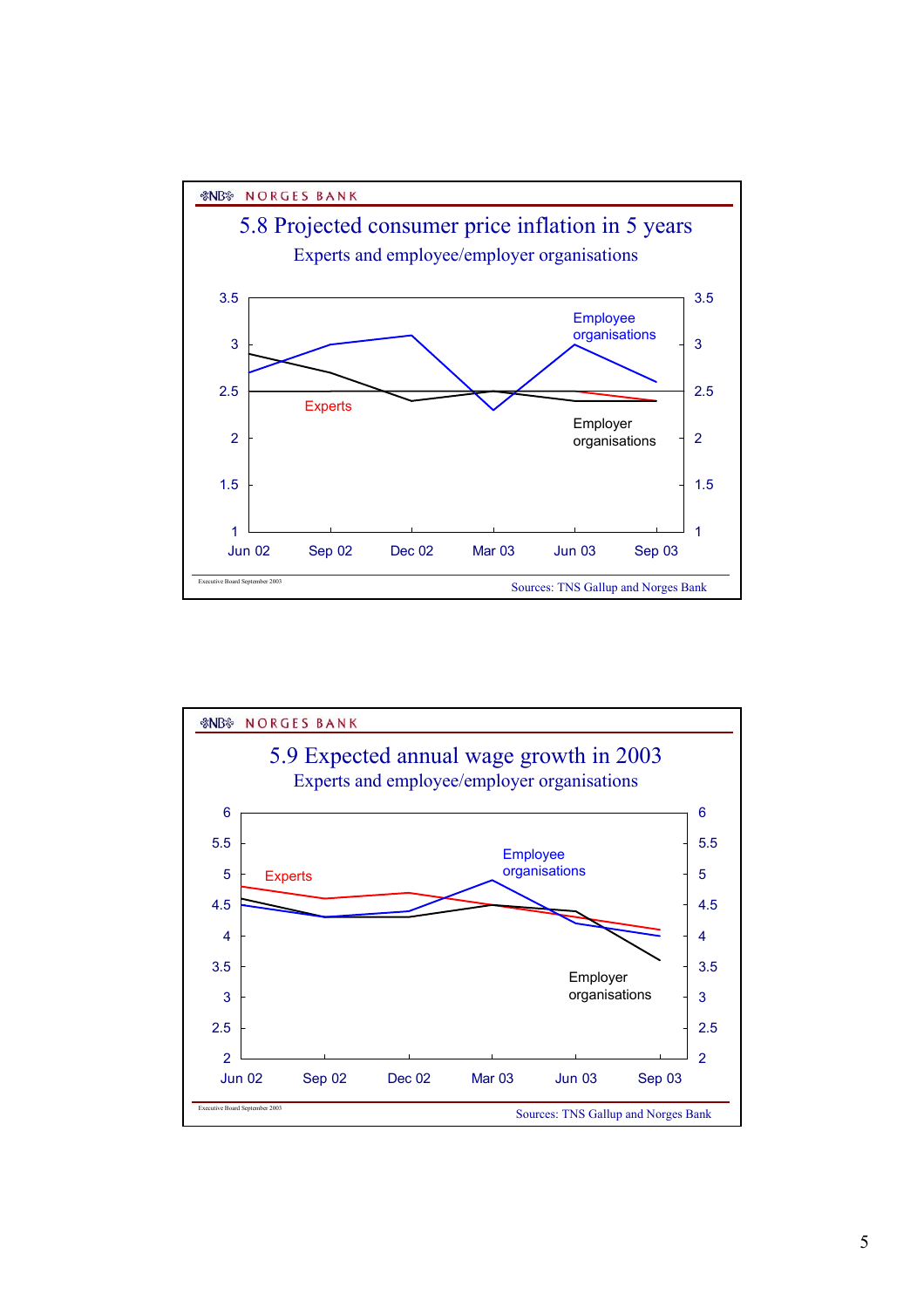NORGES BANK

## 5.8 Projected consumer price inflation in 5 years

Experts and employee/employer organisations

Employee organisations

Experts

Employer organisations

Jun 02 Sep 02 Dec 02 Mar 03 Jun 03 Sep 03

Executive Board September 2003

Sources: TNS Gallup and Norges Bank

NORGES BANK

## 5.9 Expected annual wage growth in 2003

Experts and employee/employer organisations

Experts

Employee organisations

Employer organisations

Jun 02 Sep 02 Dec 02 Mar 03 Jun 03 Sep 03

Executive Board September 2003

Sources: TNS Gallup and Norges Bank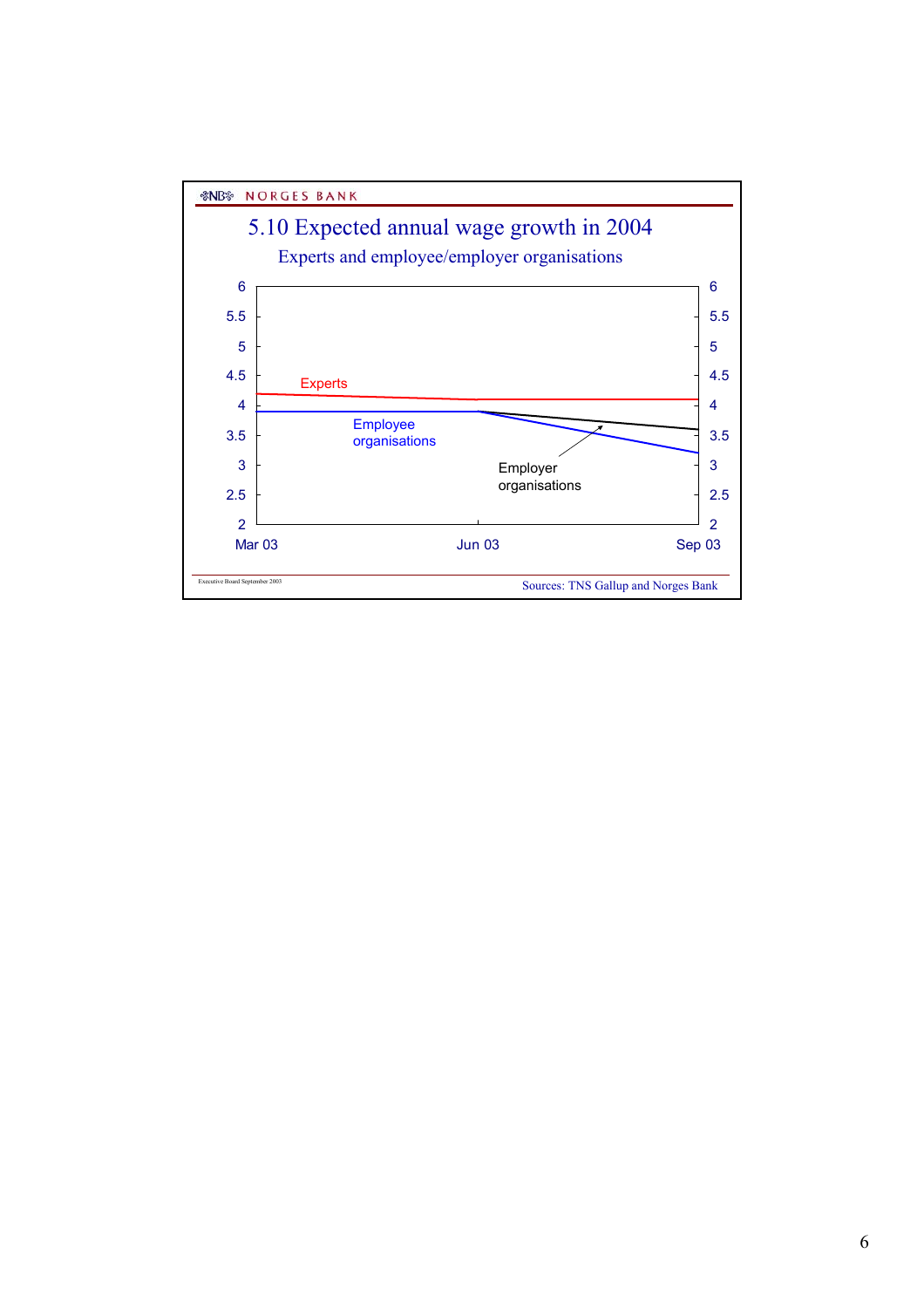NORGES BANK

# 5.10 Expected annual wage growth in 2004

Experts and employee/employer organisations

6
5.5
5
4.5
4
3.5
3
2.5
2

Experts

Employee organisations

Employer organisations

Mar 03
Jun 03
Sep 03

Executive Board September 2003

Sources: TNS Gallup and Norges Bank